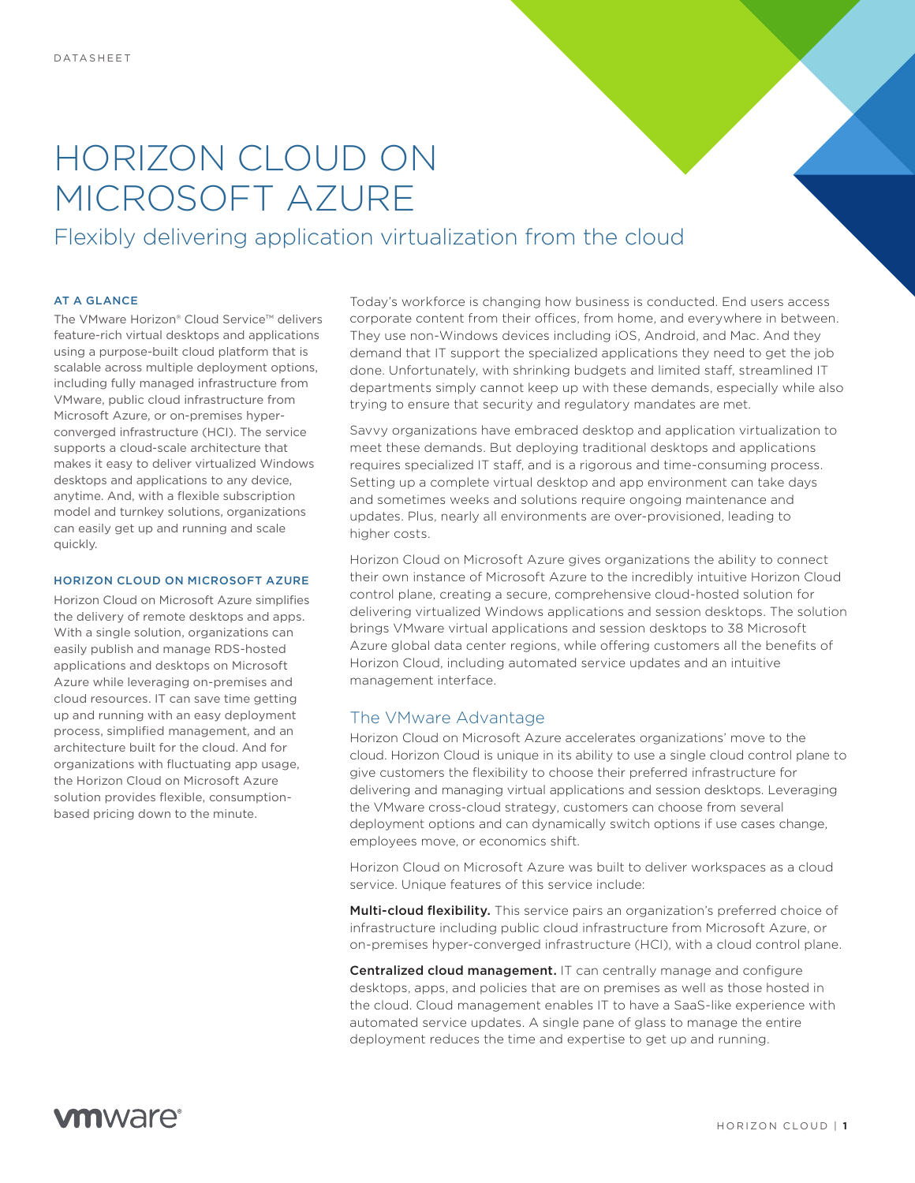DATASHEET

# HORIZON CLOUD ON MICROSOFT AZURE

## Flexibly delivering application virtualization from the cloud

### AT A GLANCE

The VMware Horizon® Cloud Service™ delivers feature-rich virtual desktops and applications using a purpose-built cloud platform that is scalable across multiple deployment options, including fully managed infrastructure from VMware, public cloud infrastructure from Microsoft Azure, or on-premises hyper-converged infrastructure (HCI). The service supports a cloud-scale architecture that makes it easy to deliver virtualized Windows desktops and applications to any device, anytime. And, with a flexible subscription model and turnkey solutions, organizations can easily get up and running and scale quickly.

### HORIZON CLOUD ON MICROSOFT AZURE

Horizon Cloud on Microsoft Azure simplifies the delivery of remote desktops and apps. With a single solution, organizations can easily publish and manage RDS-hosted applications and desktops on Microsoft Azure while leveraging on-premises and cloud resources. IT can save time getting up and running with an easy deployment process, simplified management, and an architecture built for the cloud. And for organizations with fluctuating app usage, the Horizon Cloud on Microsoft Azure solution provides flexible, consumption-based pricing down to the minute.

Today's workforce is changing how business is conducted. End users access corporate content from their offices, from home, and everywhere in between. They use non-Windows devices including iOS, Android, and Mac. And they demand that IT support the specialized applications they need to get the job done. Unfortunately, with shrinking budgets and limited staff, streamlined IT departments simply cannot keep up with these demands, especially while also trying to ensure that security and regulatory mandates are met.

Savvy organizations have embraced desktop and application virtualization to meet these demands. But deploying traditional desktops and applications requires specialized IT staff, and is a rigorous and time-consuming process. Setting up a complete virtual desktop and app environment can take days and sometimes weeks and solutions require ongoing maintenance and updates. Plus, nearly all environments are over-provisioned, leading to higher costs.

Horizon Cloud on Microsoft Azure gives organizations the ability to connect their own instance of Microsoft Azure to the incredibly intuitive Horizon Cloud control plane, creating a secure, comprehensive cloud-hosted solution for delivering virtualized Windows applications and session desktops. The solution brings VMware virtual applications and session desktops to 38 Microsoft Azure global data center regions, while offering customers all the benefits of Horizon Cloud, including automated service updates and an intuitive management interface.

## The VMware Advantage

Horizon Cloud on Microsoft Azure accelerates organizations' move to the cloud. Horizon Cloud is unique in its ability to use a single cloud control plane to give customers the flexibility to choose their preferred infrastructure for delivering and managing virtual applications and session desktops. Leveraging the VMware cross-cloud strategy, customers can choose from several deployment options and can dynamically switch options if use cases change, employees move, or economics shift.

Horizon Cloud on Microsoft Azure was built to deliver workspaces as a cloud service. Unique features of this service include:

**Multi-cloud flexibility.** This service pairs an organization's preferred choice of infrastructure including public cloud infrastructure from Microsoft Azure, or on-premises hyper-converged infrastructure (HCI), with a cloud control plane.

**Centralized cloud management.** IT can centrally manage and configure desktops, apps, and policies that are on premises as well as those hosted in the cloud. Cloud management enables IT to have a SaaS-like experience with automated service updates. A single pane of glass to manage the entire deployment reduces the time and expertise to get up and running.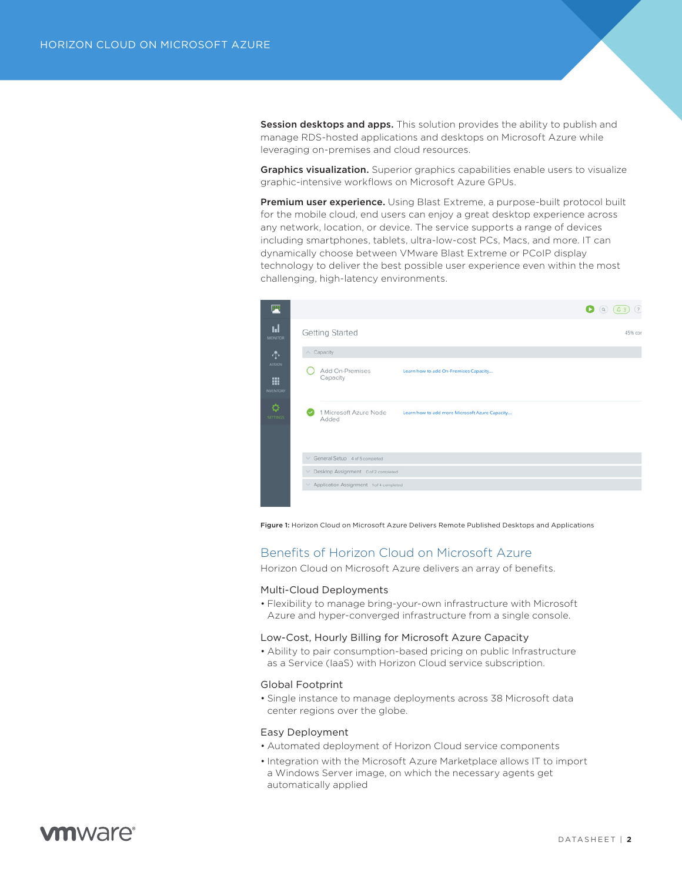**Session desktops and apps.** This solution provides the ability to publish and manage RDS-hosted applications and desktops on Microsoft Azure while leveraging on-premises and cloud resources.

**Graphics visualization.** Superior graphics capabilities enable users to visualize graphic-intensive workflows on Microsoft Azure GPUs.

**Premium user experience.** Using Blast Extreme, a purpose-built protocol built for the mobile cloud, end users can enjoy a great desktop experience across any network, location, or device. The service supports a range of devices including smartphones, tablets, ultra-low-cost PCs, Macs, and more. IT can dynamically choose between VMware Blast Extreme or PCoIP display technology to deliver the best possible user experience even within the most challenging, high-latency environments.

**Figure 1:** Horizon Cloud on Microsoft Azure Delivers Remote Published Desktops and Applications

## Benefits of Horizon Cloud on Microsoft Azure

Horizon Cloud on Microsoft Azure delivers an array of benefits.

### Multi-Cloud Deployments

- Flexibility to manage bring-your-own infrastructure with Microsoft Azure and hyper-converged infrastructure from a single console.

### Low-Cost, Hourly Billing for Microsoft Azure Capacity

- Ability to pair consumption-based pricing on public Infrastructure as a Service (IaaS) with Horizon Cloud service subscription.

### Global Footprint

- Single instance to manage deployments across 38 Microsoft data center regions over the globe.

### Easy Deployment

- Automated deployment of Horizon Cloud service components
- Integration with the Microsoft Azure Marketplace allows IT to import a Windows Server image, on which the necessary agents get automatically applied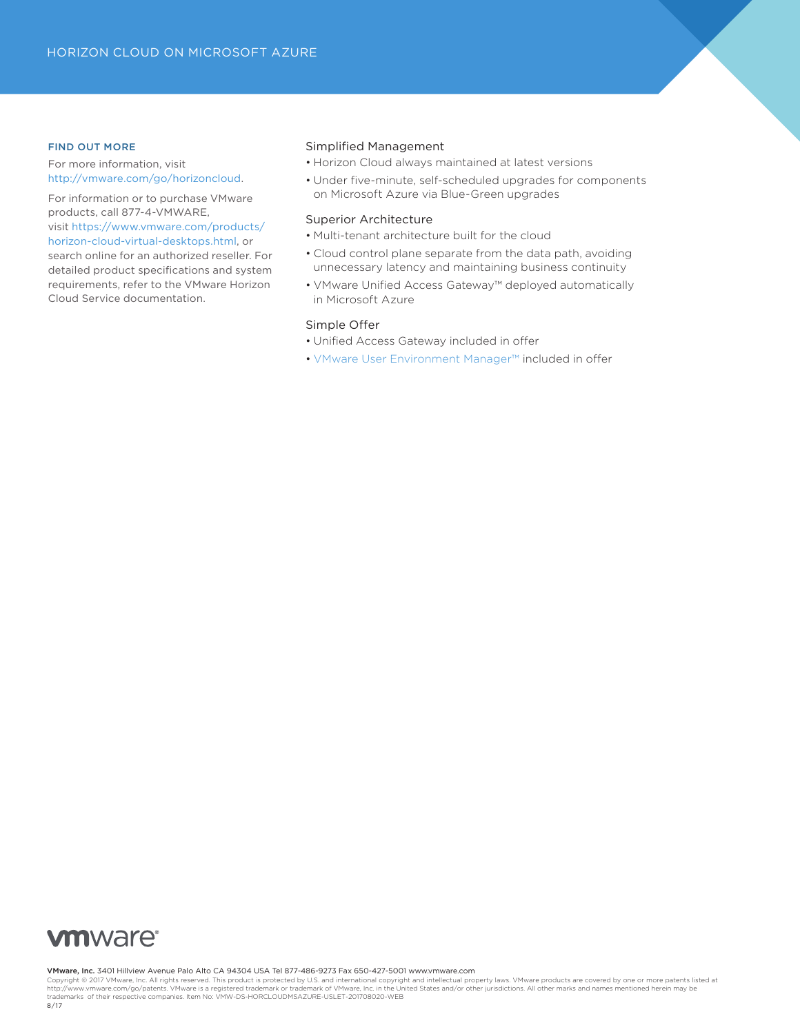## FIND OUT MORE

For more information, visit http://vmware.com/go/horizoncloud.

For information or to purchase VMware products, call 877-4-VMWARE, visit https://www.vmware.com/products/horizon-cloud-virtual-desktops.html, or search online for an authorized reseller. For detailed product specifications and system requirements, refer to the VMware Horizon Cloud Service documentation.

### Simplified Management

- Horizon Cloud always maintained at latest versions
- Under five-minute, self-scheduled upgrades for components on Microsoft Azure via Blue-Green upgrades

### Superior Architecture

- Multi-tenant architecture built for the cloud
- Cloud control plane separate from the data path, avoiding unnecessary latency and maintaining business continuity
- VMware Unified Access Gateway™ deployed automatically in Microsoft Azure

### Simple Offer

- Unified Access Gateway included in offer
- VMware User Environment Manager™ included in offer

vmware®

**VMware, Inc.** 3401 Hillview Avenue Palo Alto CA 94304 USA Tel 877-486-9273 Fax 650-427-5001 www.vmware.com
Copyright © 2017 VMware, Inc. All rights reserved. This product is protected by U.S. and international copyright and intellectual property laws. VMware products are covered by one or more patents listed at http://www.vmware.com/go/patents. VMware is a registered trademark or trademark of VMware, Inc. in the United States and/or other jurisdictions. All other marks and names mentioned herein may be trademarks of their respective companies. Item No: VMW-DS-HORCLOUDMSAZURE-USLET-201708020-WEB
8/17